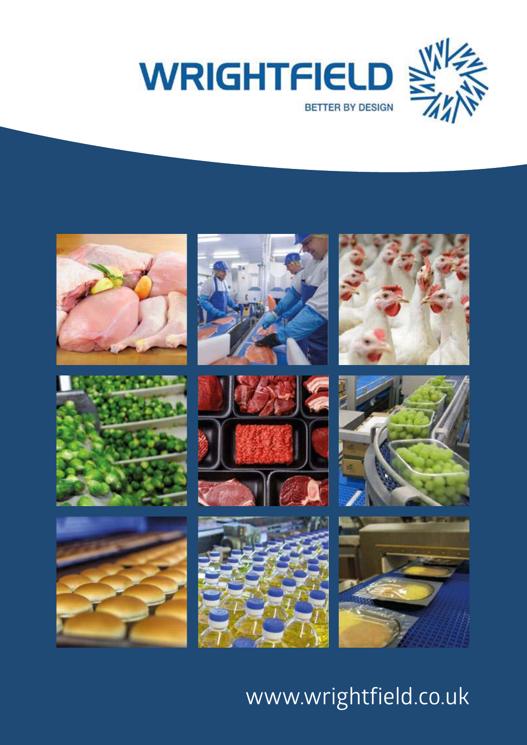# WRIGHTFIELD

BETTER BY DESIGN

www.wrightfield.co.uk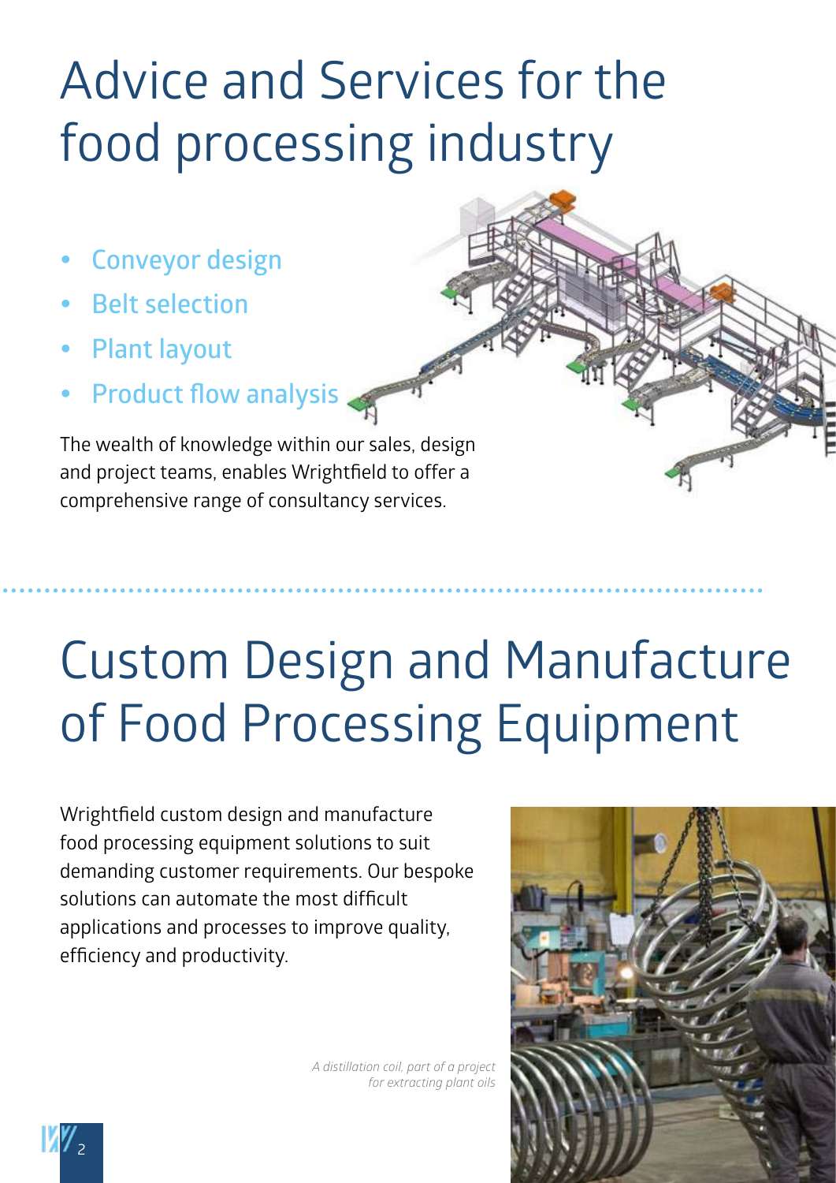# Advice and Services for the food processing industry

- Conveyor design
- Belt selection
- Plant layout
- Product flow analysis

The wealth of knowledge within our sales, design and project teams, enables Wrightfield to offer a comprehensive range of consultancy services.

# Custom Design and Manufacture of Food Processing Equipment

Wrightfield custom design and manufacture food processing equipment solutions to suit demanding customer requirements. Our bespoke solutions can automate the most difficult applications and processes to improve quality, efficiency and productivity.

*A distillation coil, part of a project for extracting plant oils*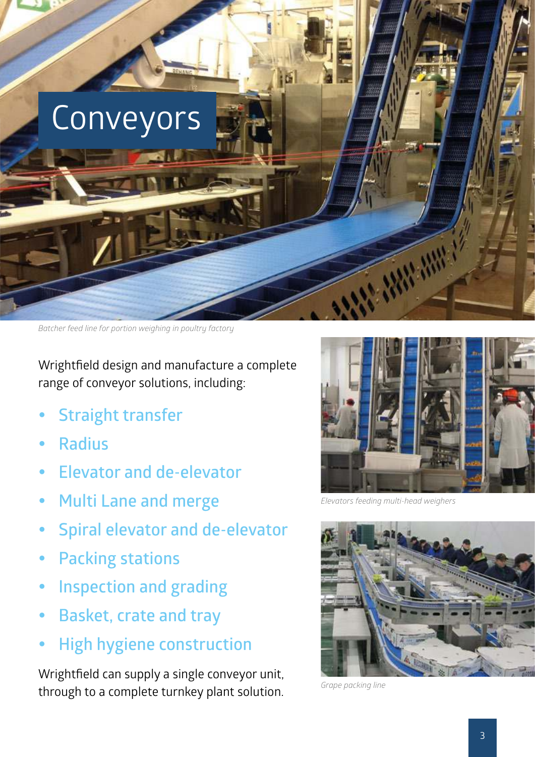# Conveyors

*Batcher feed line for portion weighing in poultry factory*

Wrightfield design and manufacture a complete range of conveyor solutions, including:

- Straight transfer
- Radius
- Elevator and de-elevator
- Multi Lane and merge
- Spiral elevator and de-elevator
- Packing stations
- Inspection and grading
- Basket, crate and tray
- High hygiene construction

Wrightfield can supply a single conveyor unit, through to a complete turnkey plant solution.

*Elevators feeding multi-head weighers*

*Grape packing line*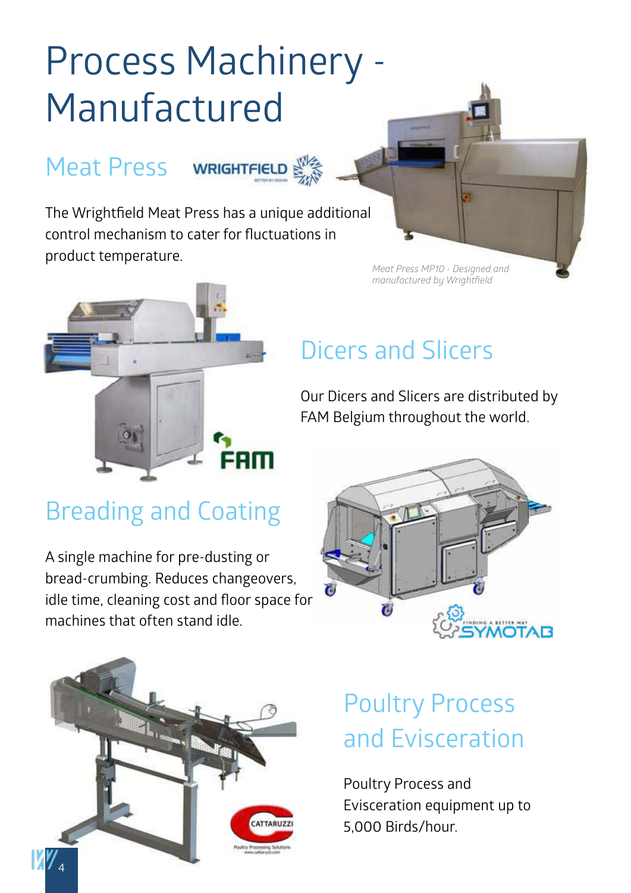# Process Machinery - Manufactured

## Meat Press

The Wrightfield Meat Press has a unique additional control mechanism to cater for fluctuations in product temperature.

*Meat Press MP10 - Designed and manufactured by Wrightfield*

## Dicers and Slicers

Our Dicers and Slicers are distributed by FAM Belgium throughout the world.

## Breading and Coating

A single machine for pre-dusting or bread-crumbing. Reduces changeovers, idle time, cleaning cost and floor space for machines that often stand idle.

## Poultry Process and Evisceration

Poultry Process and Evisceration equipment up to 5,000 Birds/hour.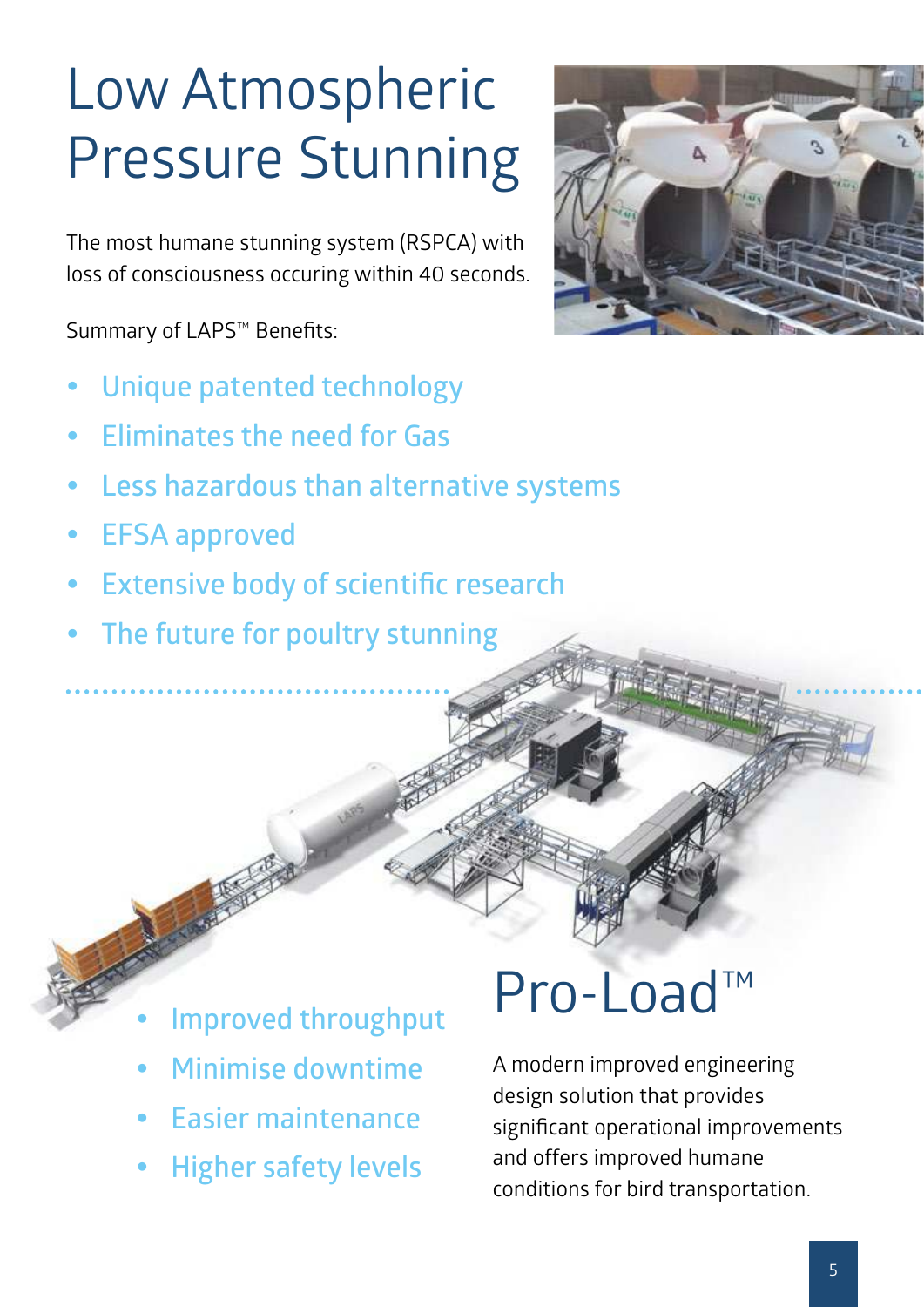# Low Atmospheric Pressure Stunning

The most humane stunning system (RSPCA) with loss of consciousness occuring within 40 seconds.

Summary of LAPS™ Benefits:

- Unique patented technology
- Eliminates the need for Gas
- Less hazardous than alternative systems
- EFSA approved
- Extensive body of scientific research
- The future for poultry stunning

# Pro-Load™

A modern improved engineering design solution that provides significant operational improvements and offers improved humane conditions for bird transportation.

- Improved throughput
- Minimise downtime
- Easier maintenance
- Higher safety levels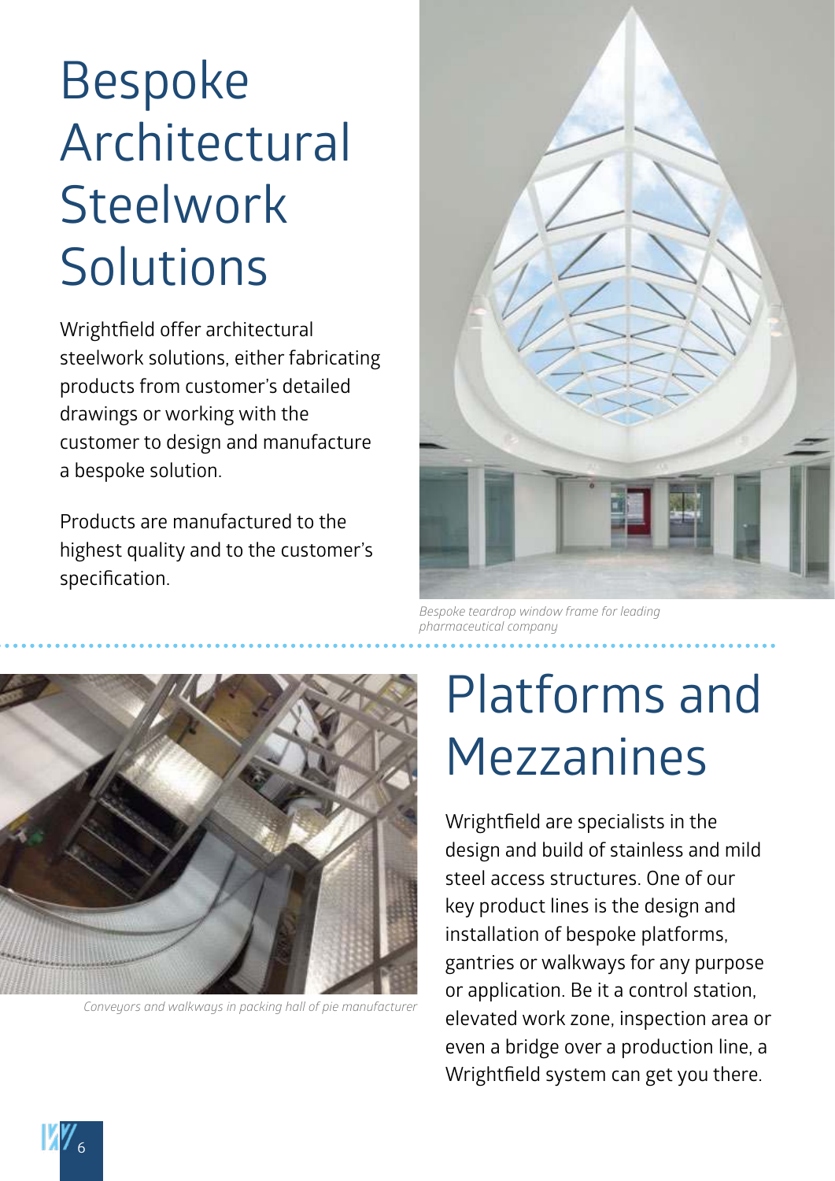# Bespoke Architectural Steelwork Solutions

Wrightfield offer architectural steelwork solutions, either fabricating products from customer's detailed drawings or working with the customer to design and manufacture a bespoke solution.

Products are manufactured to the highest quality and to the customer's specification.

*Bespoke teardrop window frame for leading pharmaceutical company*

# Platforms and Mezzanines

Wrightfield are specialists in the design and build of stainless and mild steel access structures. One of our key product lines is the design and installation of bespoke platforms, gantries or walkways for any purpose or application. Be it a control station, elevated work zone, inspection area or even a bridge over a production line, a Wrightfield system can get you there.

*Conveyors and walkways in packing hall of pie manufacturer*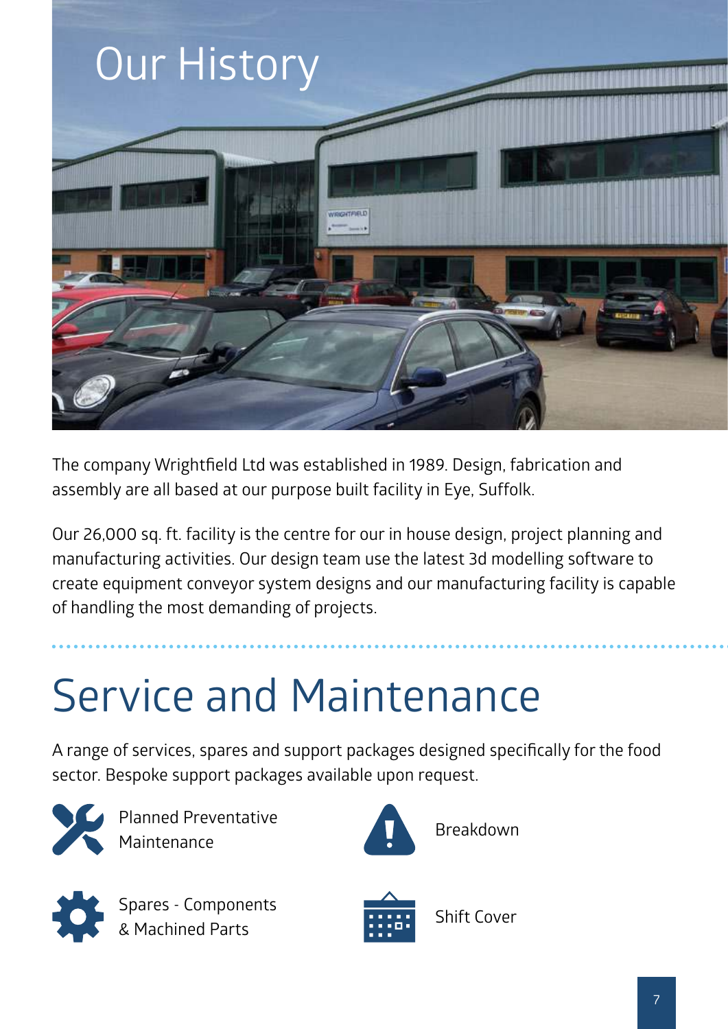# Our History

The company Wrightfield Ltd was established in 1989. Design, fabrication and assembly are all based at our purpose built facility in Eye, Suffolk.

Our 26,000 sq. ft. facility is the centre for our in house design, project planning and manufacturing activities. Our design team use the latest 3d modelling software to create equipment conveyor system designs and our manufacturing facility is capable of handling the most demanding of projects.

# Service and Maintenance

A range of services, spares and support packages designed specifically for the food sector. Bespoke support packages available upon request.

- Planned Preventative Maintenance
- Breakdown
- Spares - Components & Machined Parts
- Shift Cover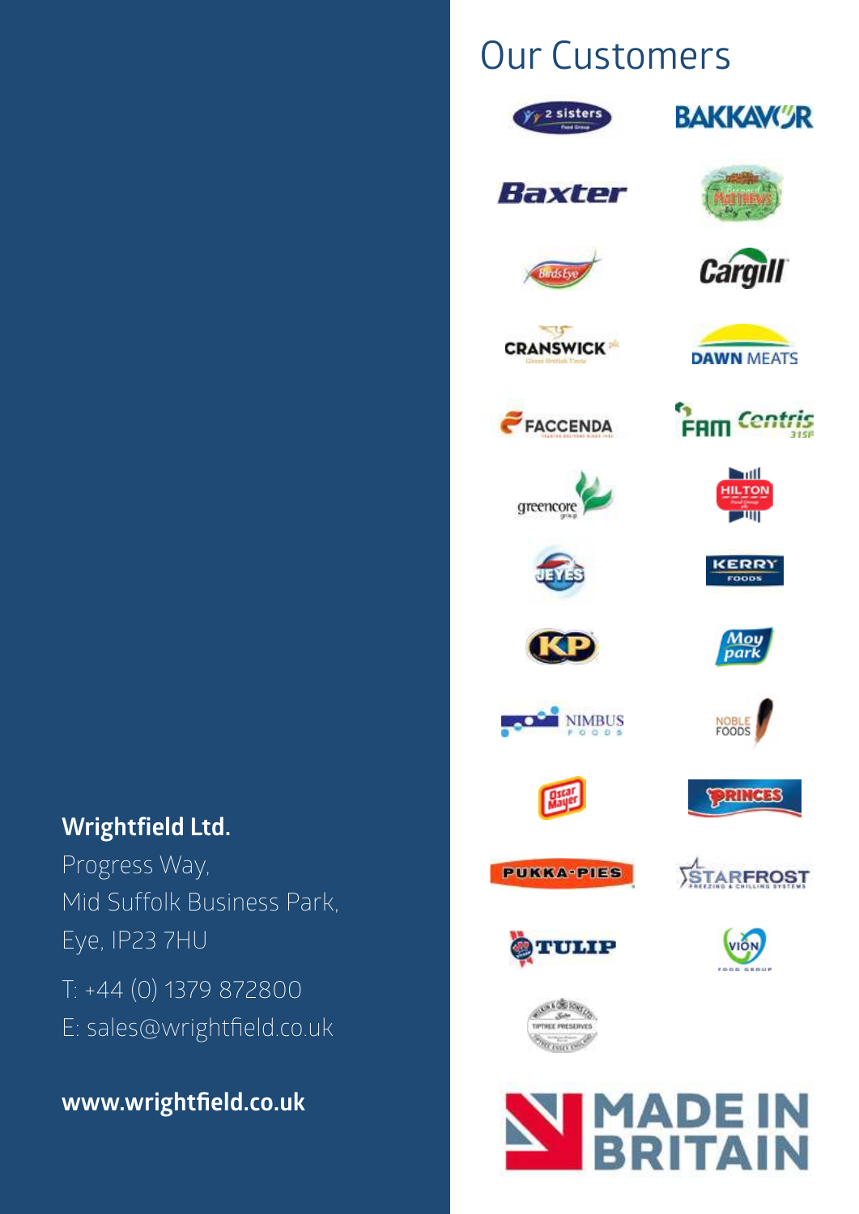**Wrightfield Ltd.**

Progress Way,
Mid Suffolk Business Park,
Eye, IP23 7HU

T: +44 (0) 1379 872800
E: sales@wrightfield.co.uk

**www.wrightfield.co.uk**

# Our Customers